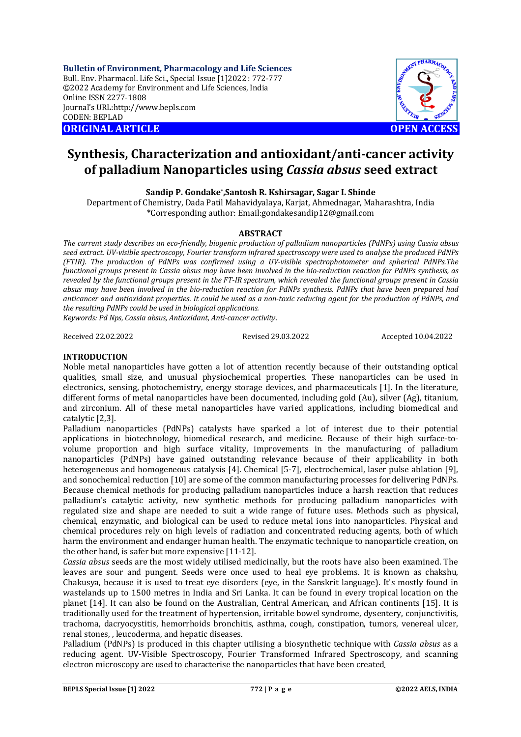**Bulletin of Environment, Pharmacology and Life Sciences**
Bull. Env. Pharmacol. Life Sci., Special Issue [1]2022 : 772-777
©2022 Academy for Environment and Life Sciences, India
Online ISSN 2277-1808
Journal's URL:http://www.bepls.com
CODEN: BEPLAD

**ORIGINAL ARTICLE** **OPEN ACCESS**

# Synthesis, Characterization and antioxidant/anti-cancer activity of palladium Nanoparticles using *Cassia absus* seed extract

**Sandip P. Gondake\*, Santosh R. Kshirsagar, Sagar I. Shinde**

Department of Chemistry, Dada Patil Mahavidyalaya, Karjat, Ahmednagar, Maharashtra, India
\*Corresponding author: Email:gondakesandip12@gmail.com

## ABSTRACT

*The current study describes an eco-friendly, biogenic production of palladium nanoparticles (PdNPs) using Cassia absus seed extract. UV-visible spectroscopy, Fourier transform infrared spectroscopy were used to analyse the produced PdNPs (FTIR). The production of PdNPs was confirmed using a UV-visible spectrophotometer and spherical PdNPs.The functional groups present in Cassia absus may have been involved in the bio-reduction reaction for PdNPs synthesis, as revealed by the functional groups present in the FT-IR spectrum, which revealed the functional groups present in Cassia absus may have been involved in the bio-reduction reaction for PdNPs synthesis. PdNPs that have been prepared had anticancer and antioxidant properties. It could be used as a non-toxic reducing agent for the production of PdNPs, and the resulting PdNPs could be used in biological applications.*

*Keywords: Pd Nps, Cassia absus, Antioxidant, Anti-cancer activity*.

Received 22.02.2022 Revised 29.03.2022 Accepted 10.04.2022

## INTRODUCTION

Noble metal nanoparticles have gotten a lot of attention recently because of their outstanding optical qualities, small size, and unusual physiochemical properties. These nanoparticles can be used in electronics, sensing, photochemistry, energy storage devices, and pharmaceuticals [1]. In the literature, different forms of metal nanoparticles have been documented, including gold (Au), silver (Ag), titanium, and zirconium. All of these metal nanoparticles have varied applications, including biomedical and catalytic [2,3].

Palladium nanoparticles (PdNPs) catalysts have sparked a lot of interest due to their potential applications in biotechnology, biomedical research, and medicine. Because of their high surface-to-volume proportion and high surface vitality, improvements in the manufacturing of palladium nanoparticles (PdNPs) have gained outstanding relevance because of their applicability in both heterogeneous and homogeneous catalysis [4]. Chemical [5-7], electrochemical, laser pulse ablation [9], and sonochemical reduction [10] are some of the common manufacturing processes for delivering PdNPs. Because chemical methods for producing palladium nanoparticles induce a harsh reaction that reduces palladium's catalytic activity, new synthetic methods for producing palladium nanoparticles with regulated size and shape are needed to suit a wide range of future uses. Methods such as physical, chemical, enzymatic, and biological can be used to reduce metal ions into nanoparticles. Physical and chemical procedures rely on high levels of radiation and concentrated reducing agents, both of which harm the environment and endanger human health. The enzymatic technique to nanoparticle creation, on the other hand, is safer but more expensive [11-12].

*Cassia absus* seeds are the most widely utilised medicinally, but the roots have also been examined. The leaves are sour and pungent. Seeds were once used to heal eye problems. It is known as chakshu, Chakusya, because it is used to treat eye disorders (eye, in the Sanskrit language). It's mostly found in wastelands up to 1500 metres in India and Sri Lanka. It can be found in every tropical location on the planet [14]. It can also be found on the Australian, Central American, and African continents [15]. It is traditionally used for the treatment of hypertension, irritable bowel syndrome, dysentery, conjunctivitis, trachoma, dacryocystitis, hemorrhoids bronchitis, asthma, cough, constipation, tumors, venereal ulcer, renal stones, , leucoderma, and hepatic diseases.

Palladium (PdNPs) is produced in this chapter utilising a biosynthetic technique with *Cassia absus* as a reducing agent. UV-Visible Spectroscopy, Fourier Transformed Infrared Spectroscopy, and scanning electron microscopy are used to characterise the nanoparticles that have been created.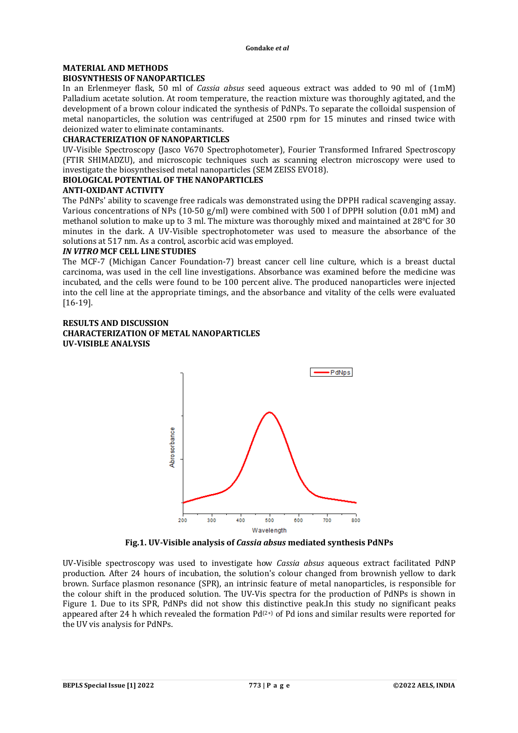## MATERIAL AND METHODS

### BIOSYNTHESIS OF NANOPARTICLES

In an Erlenmeyer flask, 50 ml of *Cassia absus* seed aqueous extract was added to 90 ml of (1mM) Palladium acetate solution. At room temperature, the reaction mixture was thoroughly agitated, and the development of a brown colour indicated the synthesis of PdNPs. To separate the colloidal suspension of metal nanoparticles, the solution was centrifuged at 2500 rpm for 15 minutes and rinsed twice with deionized water to eliminate contaminants.

### CHARACTERIZATION OF NANOPARTICLES

UV-Visible Spectroscopy (Jasco V670 Spectrophotometer), Fourier Transformed Infrared Spectroscopy (FTIR SHIMADZU), and microscopic techniques such as scanning electron microscopy were used to investigate the biosynthesised metal nanoparticles (SEM ZEISS EVO18).

### BIOLOGICAL POTENTIAL OF THE NANOPARTICLES

### ANTI-OXIDANT ACTIVITY

The PdNPs' ability to scavenge free radicals was demonstrated using the DPPH radical scavenging assay. Various concentrations of NPs (10-50 g/ml) were combined with 500 l of DPPH solution (0.01 mM) and methanol solution to make up to 3 ml. The mixture was thoroughly mixed and maintained at 28°C for 30 minutes in the dark. A UV-Visible spectrophotometer was used to measure the absorbance of the solutions at 517 nm. As a control, ascorbic acid was employed.

### *IN VITRO* MCF CELL LINE STUDIES

The MCF-7 (Michigan Cancer Foundation-7) breast cancer cell line culture, which is a breast ductal carcinoma, was used in the cell line investigations. Absorbance was examined before the medicine was incubated, and the cells were found to be 100 percent alive. The produced nanoparticles were injected into the cell line at the appropriate timings, and the absorbance and vitality of the cells were evaluated [16-19].

## RESULTS AND DISCUSSION

### CHARACTERIZATION OF METAL NANOPARTICLES

### UV-VISIBLE ANALYSIS

**Fig.1. UV-Visible analysis of *Cassia absus* mediated synthesis PdNPs**

UV-Visible spectroscopy was used to investigate how *Cassia absus* aqueous extract facilitated PdNP production. After 24 hours of incubation, the solution's colour changed from brownish yellow to dark brown. Surface plasmon resonance (SPR), an intrinsic feature of metal nanoparticles, is responsible for the colour shift in the produced solution. The UV-Vis spectra for the production of PdNPs is shown in Figure 1. Due to its SPR, PdNPs did not show this distinctive peak.In this study no significant peaks appeared after 24 h which revealed the formation $Pd^{(2+)}$ of Pd ions and similar results were reported for the UV vis analysis for PdNPs.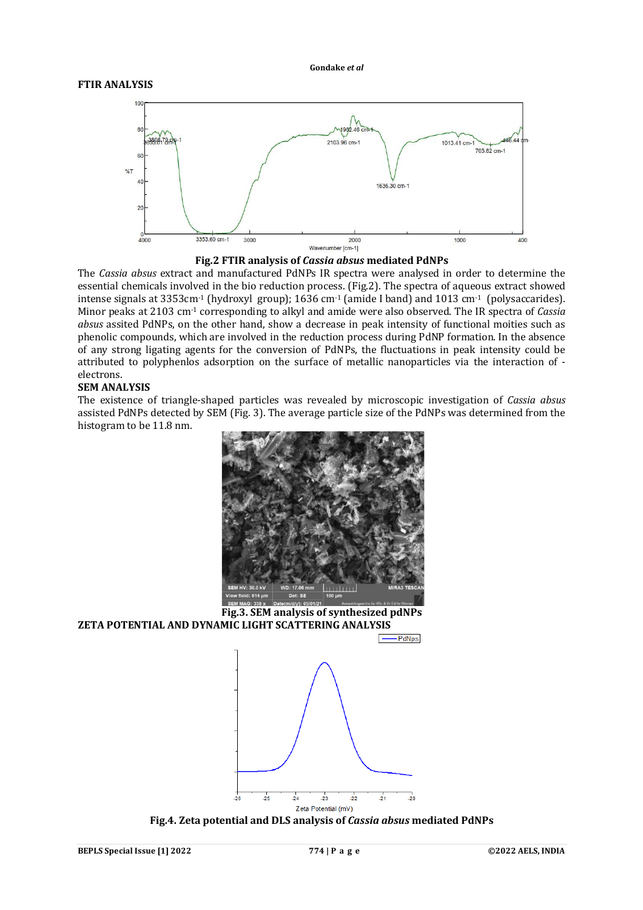## FTIR ANALYSIS

**Fig.2 FTIR analysis of *Cassia absus* mediated PdNPs**

The *Cassia absus* extract and manufactured PdNPs IR spectra were analysed in order to determine the essential chemicals involved in the bio reduction process. (Fig.2). The spectra of aqueous extract showed intense signals at 3353cm$^{-1}$ (hydroxyl group); 1636 cm$^{-1}$ (amide I band) and 1013 cm$^{-1}$ (polysaccarides). Minor peaks at 2103 cm$^{-1}$ corresponding to alkyl and amide were also observed. The IR spectra of *Cassia absus* assited PdNPs, on the other hand, show a decrease in peak intensity of functional moities such as phenolic compounds, which are involved in the reduction process during PdNP formation. In the absence of any strong ligating agents for the conversion of PdNPs, the fluctuations in peak intensity could be attributed to polyphenlos adsorption on the surface of metallic nanoparticles via the interaction of -electrons.

## SEM ANALYSIS

The existence of triangle-shaped particles was revealed by microscopic investigation of *Cassia absus* assisted PdNPs detected by SEM (Fig. 3). The average particle size of the PdNPs was determined from the histogram to be 11.8 nm.

**Fig.3. SEM analysis of synthesized pdNPs**

## ZETA POTENTIAL AND DYNAMIC LIGHT SCATTERING ANALYSIS

**Fig.4. Zeta potential and DLS analysis of *Cassia absus* mediated PdNPs**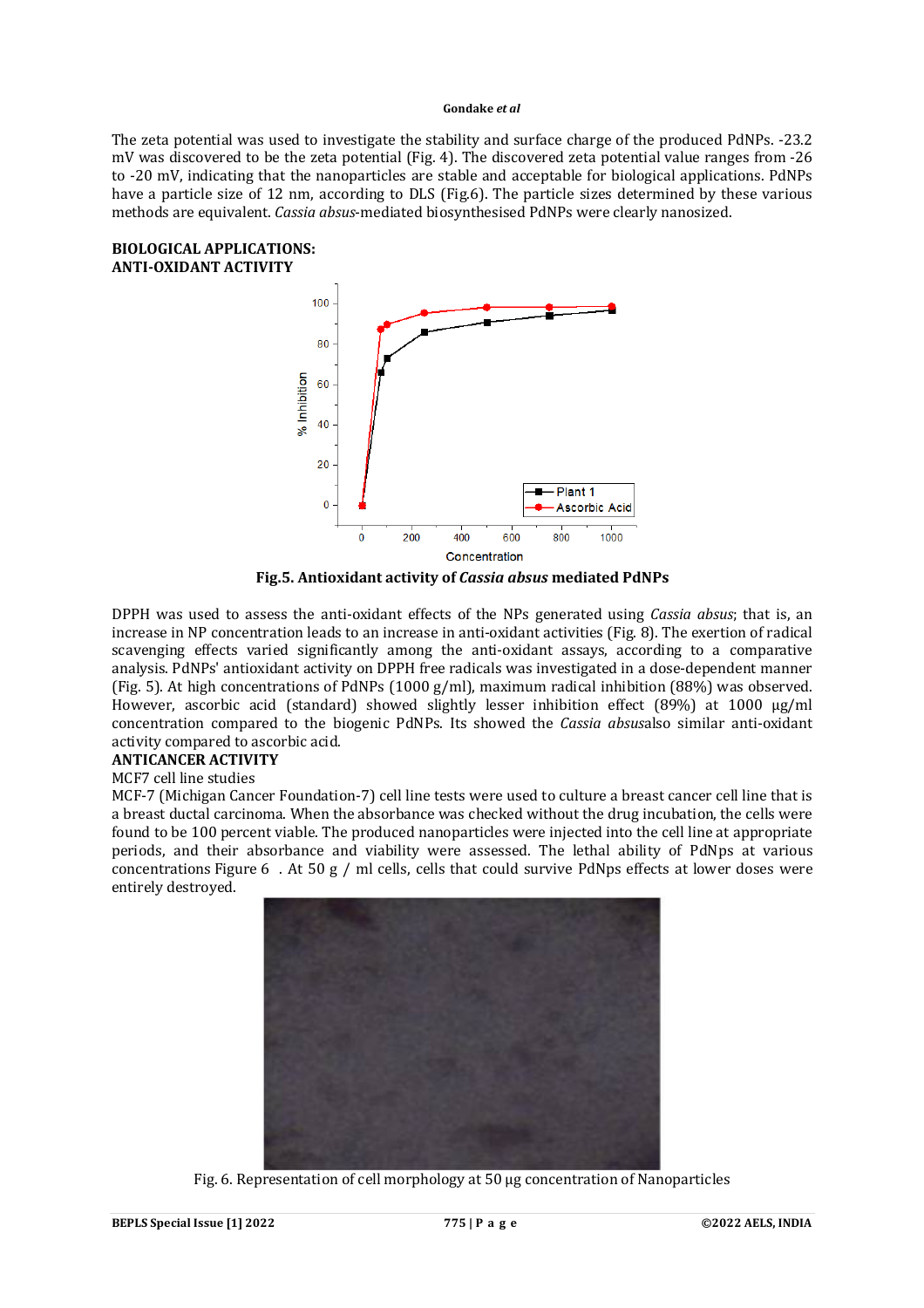The zeta potential was used to investigate the stability and surface charge of the produced PdNPs. -23.2 mV was discovered to be the zeta potential (Fig. 4). The discovered zeta potential value ranges from -26 to -20 mV, indicating that the nanoparticles are stable and acceptable for biological applications. PdNPs have a particle size of 12 nm, according to DLS (Fig.6). The particle sizes determined by these various methods are equivalent. *Cassia absus*-mediated biosynthesised PdNPs were clearly nanosized.

**BIOLOGICAL APPLICATIONS:**
**ANTI-OXIDANT ACTIVITY**

**Fig.5. Antioxidant activity of *Cassia absus* mediated PdNPs**

DPPH was used to assess the anti-oxidant effects of the NPs generated using *Cassia absus*; that is, an increase in NP concentration leads to an increase in anti-oxidant activities (Fig. 8). The exertion of radical scavenging effects varied significantly among the anti-oxidant assays, according to a comparative analysis. PdNPs' antioxidant activity on DPPH free radicals was investigated in a dose-dependent manner (Fig. 5). At high concentrations of PdNPs (1000 g/ml), maximum radical inhibition (88%) was observed. However, ascorbic acid (standard) showed slightly lesser inhibition effect (89%) at 1000 μg/ml concentration compared to the biogenic PdNPs. Its showed the *Cassia absus*also similar anti-oxidant activity compared to ascorbic acid.

**ANTICANCER ACTIVITY**

MCF7 cell line studies

MCF-7 (Michigan Cancer Foundation-7) cell line tests were used to culture a breast cancer cell line that is a breast ductal carcinoma. When the absorbance was checked without the drug incubation, the cells were found to be 100 percent viable. The produced nanoparticles were injected into the cell line at appropriate periods, and their absorbance and viability were assessed. The lethal ability of PdNps at various concentrations Figure 6 . At 50 g / ml cells, cells that could survive PdNps effects at lower doses were entirely destroyed.

Fig. 6. Representation of cell morphology at 50 μg concentration of Nanoparticles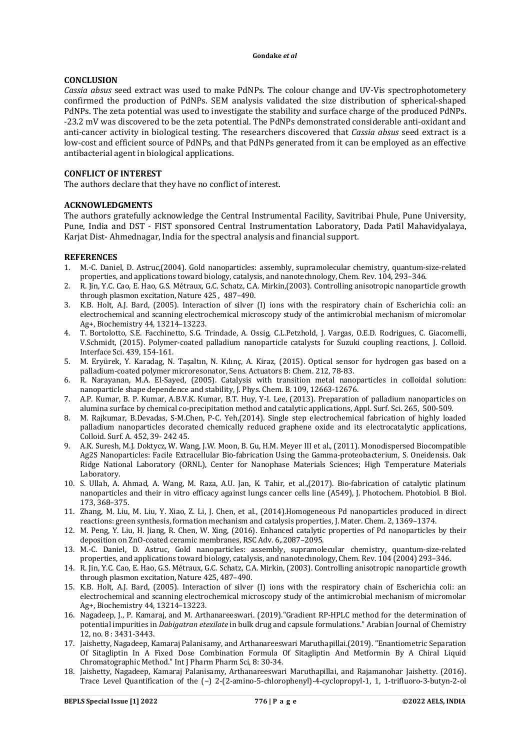## CONCLUSION

*Cassia absus* seed extract was used to make PdNPs. The colour change and UV-Vis spectrophotometery confirmed the production of PdNPs. SEM analysis validated the size distribution of spherical-shaped PdNPs. The zeta potential was used to investigate the stability and surface charge of the produced PdNPs. -23.2 mV was discovered to be the zeta potential. The PdNPs demonstrated considerable anti-oxidant and anti-cancer activity in biological testing. The researchers discovered that *Cassia absus* seed extract is a low-cost and efficient source of PdNPs, and that PdNPs generated from it can be employed as an effective antibacterial agent in biological applications.

## CONFLICT OF INTEREST

The authors declare that they have no conflict of interest.

## ACKNOWLEDGMENTS

The authors gratefully acknowledge the Central Instrumental Facility, Savitribai Phule, Pune University, Pune, India and DST - FIST sponsored Central Instrumentation Laboratory, Dada Patil Mahavidyalaya, Karjat Dist- Ahmednagar, India for the spectral analysis and financial support.

## REFERENCES

1. M.-C. Daniel, D. Astruc,(2004). Gold nanoparticles: assembly, supramolecular chemistry, quantum-size-related properties, and applications toward biology, catalysis, and nanotechnology, Chem. Rev. 104, 293–346.
2. R. Jin, Y.C. Cao, E. Hao, G.S. Métraux, G.C. Schatz, C.A. Mirkin,(2003). Controlling anisotropic nanoparticle growth through plasmon excitation, Nature 425 , 487–490.
3. K.B. Holt, A.J. Bard, (2005). Interaction of silver (I) ions with the respiratory chain of Escherichia coli: an electrochemical and scanning electrochemical microscopy study of the antimicrobial mechanism of micromolar Ag+, Biochemistry 44, 13214–13223.
4. T. Bortolotto, S.E. Facchinetto, S.G. Trindade, A. Ossig, C.L.Petzhold, J. Vargas, O.E.D. Rodrigues, C. Giacomelli, V.Schmidt, (2015). Polymer-coated palladium nanoparticle catalysts for Suzuki coupling reactions, J. Colloid. Interface Sci. 439, 154-161.
5. M. Eryürek, Y. Karadag, N. Taşaltın, N. Kılınç, A. Kiraz, (2015). Optical sensor for hydrogen gas based on a palladium-coated polymer microresonator, Sens. Actuators B: Chem. 212, 78-83.
6. R. Narayanan, M.A. El-Sayed, (2005). Catalysis with transition metal nanoparticles in colloidal solution: nanoparticle shape dependence and stability, J. Phys. Chem. B. 109, 12663-12676.
7. A.P. Kumar, B. P. Kumar, A.B.V.K. Kumar, B.T. Huy, Y-I. Lee, (2013). Preparation of palladium nanoparticles on alumina surface by chemical co-precipitation method and catalytic applications, Appl. Surf. Sci. 265, 500-509.
8. M. Rajkumar, B.Devadas, S-M.Chen, P-C. Yeh,(2014). Single step electrochemical fabrication of highly loaded palladium nanoparticles decorated chemically reduced graphene oxide and its electrocatalytic applications, Colloid. Surf. A. 452, 39- 242 45.
9. A.K. Suresh, M.J. Doktycz, W. Wang, J.W. Moon, B. Gu, H.M. Meyer III et al., (2011). Monodispersed Biocompatible Ag2S Nanoparticles: Facile Extracellular Bio-fabrication Using the Gamma-proteobacterium, S. Oneidensis. Oak Ridge National Laboratory (ORNL), Center for Nanophase Materials Sciences; High Temperature Materials Laboratory.
10. S. Ullah, A. Ahmad, A. Wang, M. Raza, A.U. Jan, K. Tahir, et al.,(2017). Bio-fabrication of catalytic platinum nanoparticles and their in vitro efficacy against lungs cancer cells line (A549), J. Photochem. Photobiol. B Biol. 173, 368–375.
11. Zhang, M. Liu, M. Liu, Y. Xiao, Z. Li, J. Chen, et al., (2014).Homogeneous Pd nanoparticles produced in direct reactions: green synthesis, formation mechanism and catalysis properties, J. Mater. Chem. 2, 1369–1374.
12. M. Peng, Y. Liu, H. Jiang, R. Chen, W. Xing, (2016). Enhanced catalytic properties of Pd nanoparticles by their deposition on ZnO-coated ceramic membranes, RSC Adv. 6,.2087–2095.
13. M.-C. Daniel, D. Astruc, Gold nanoparticles: assembly, supramolecular chemistry, quantum-size-related properties, and applications toward biology, catalysis, and nanotechnology, Chem. Rev. 104 (2004) 293–346.
14. R. Jin, Y.C. Cao, E. Hao, G.S. Métraux, G.C. Schatz, C.A. Mirkin, (2003). Controlling anisotropic nanoparticle growth through plasmon excitation, Nature 425, 487–490.
15. K.B. Holt, A.J. Bard, (2005). Interaction of silver (I) ions with the respiratory chain of Escherichia coli: an electrochemical and scanning electrochemical microscopy study of the antimicrobial mechanism of micromolar Ag+, Biochemistry 44, 13214–13223.
16. Nagadeep, J., P. Kamaraj, and M. Arthanareeswari. (2019)."Gradient RP-HPLC method for the determination of potential impurities in *Dabigatran etexilate* in bulk drug and capsule formulations." Arabian Journal of Chemistry 12, no. 8 : 3431-3443.
17. Jaishetty, Nagadeep, Kamaraj Palanisamy, and Arthanareeswari Maruthapillai.(2019). "Enantiometric Separation Of Sitagliptin In A Fixed Dose Combination Formula Of Sitagliptin And Metformin By A Chiral Liquid Chromatographic Method." Int J Pharm Pharm Sci, 8: 30-34.
18. Jaishetty, Nagadeep, Kamaraj Palanisamy, Arthanareeswari Maruthapillai, and Rajamanohar Jaishetty. (2016). Trace Level Quantification of the (−) 2-(2-amino-5-chlorophenyl)-4-cyclopropyl-1, 1, 1-trifluoro-3-butyn-2-ol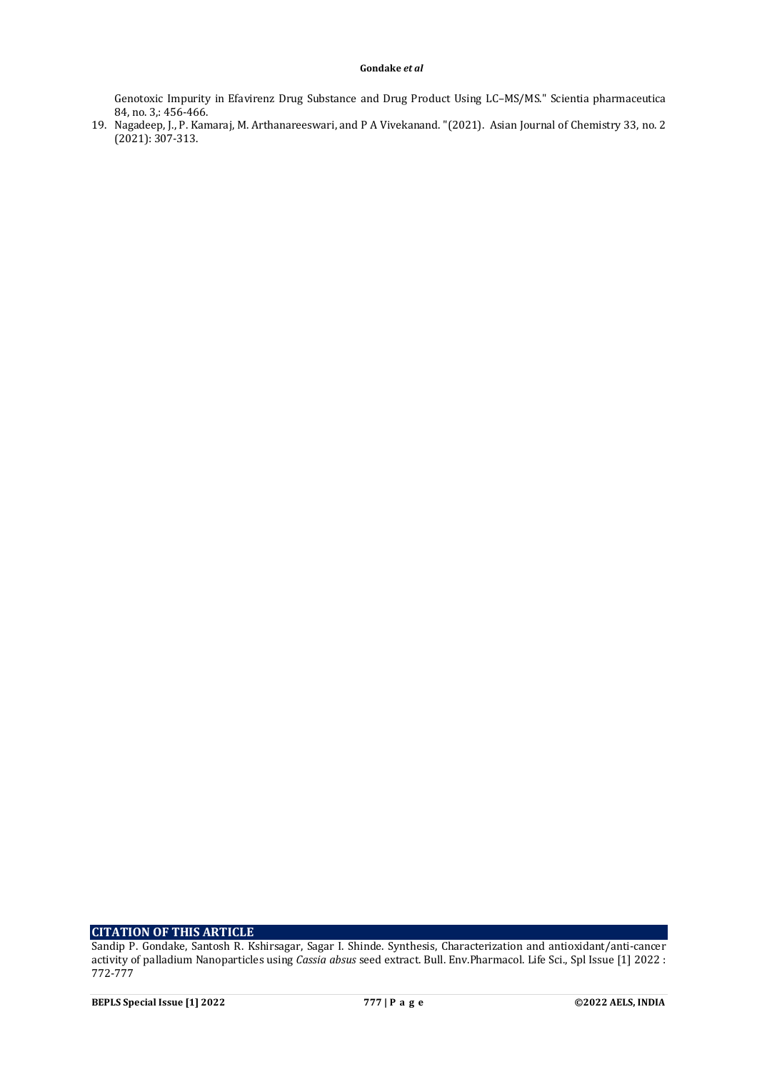Genotoxic Impurity in Efavirenz Drug Substance and Drug Product Using LC–MS/MS." Scientia pharmaceutica 84, no. 3,: 456-466.

19. Nagadeep, J., P. Kamaraj, M. Arthanareeswari, and P A Vivekanand. "(2021). Asian Journal of Chemistry 33, no. 2 (2021): 307-313.

## CITATION OF THIS ARTICLE

Sandip P. Gondake, Santosh R. Kshirsagar, Sagar I. Shinde. Synthesis, Characterization and antioxidant/anti-cancer activity of palladium Nanoparticles using *Cassia absus* seed extract. Bull. Env.Pharmacol. Life Sci., Spl Issue [1] 2022 : 772-777